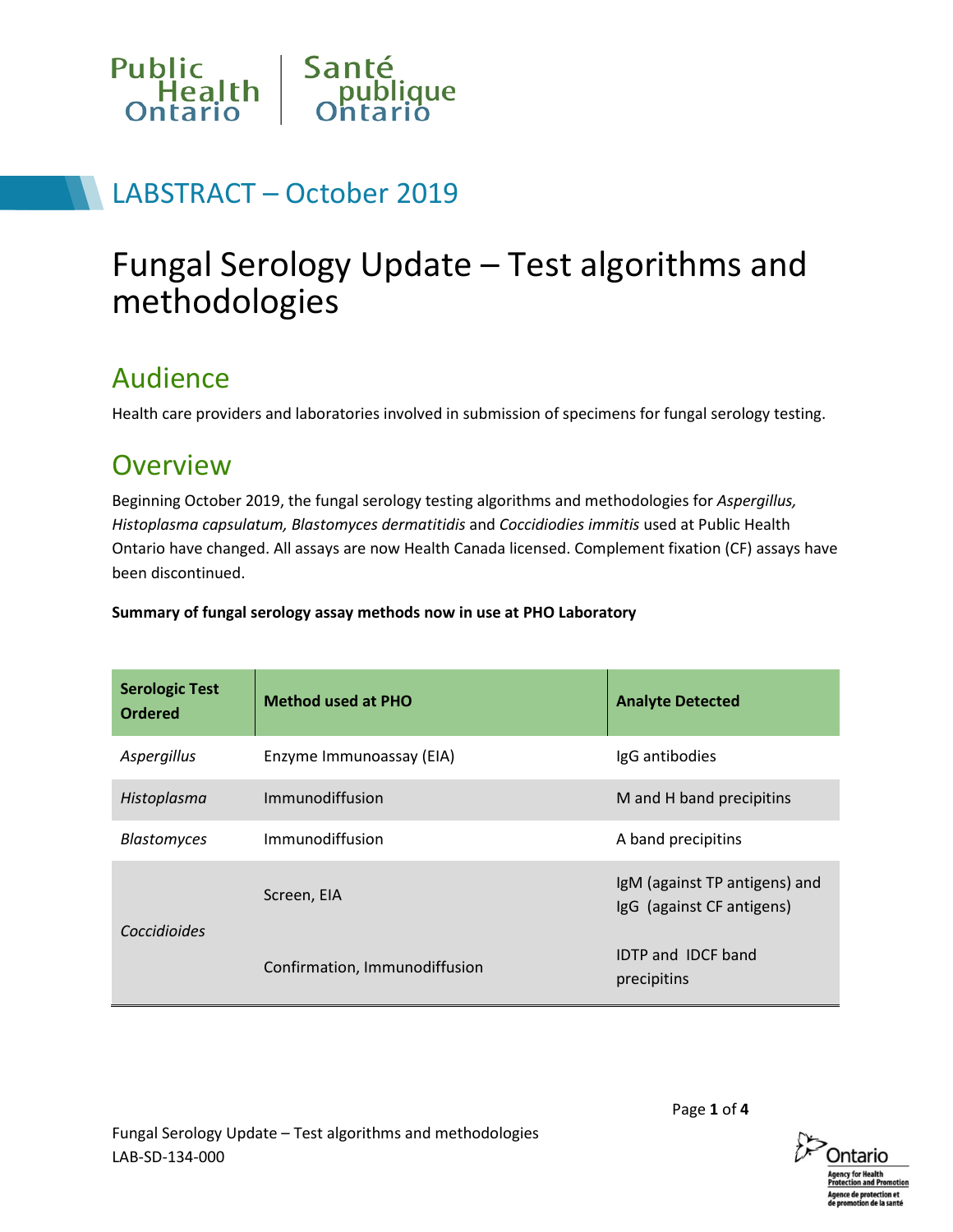Public Health Ontario | Santé publique Ontario

## LABSTRACT – October 2019

# Fungal Serology Update – Test algorithms and methodologies

## Audience

Health care providers and laboratories involved in submission of specimens for fungal serology testing.

## Overview

Beginning October 2019, the fungal serology testing algorithms and methodologies for *Aspergillus, Histoplasma capsulatum, Blastomyces dermatitidis* and *Coccidiodies immitis* used at Public Health Ontario have changed. All assays are now Health Canada licensed. Complement fixation (CF) assays have been discontinued.

**Summary of fungal serology assay methods now in use at PHO Laboratory**

| Serologic Test Ordered | Method used at PHO | Analyte Detected |
|---|---|---|
| *Aspergillus* | Enzyme Immunoassay (EIA) | IgG antibodies |
| *Histoplasma* | Immunodiffusion | M and H band precipitins |
| *Blastomyces* | Immunodiffusion | A band precipitins |
| *Coccidioides* | Screen, EIA | IgM (against TP antigens) and IgG (against CF antigens) |
| | Confirmation, Immunodiffusion | IDTP and IDCF band precipitins |

Fungal Serology Update – Test algorithms and methodologies
LAB-SD-134-000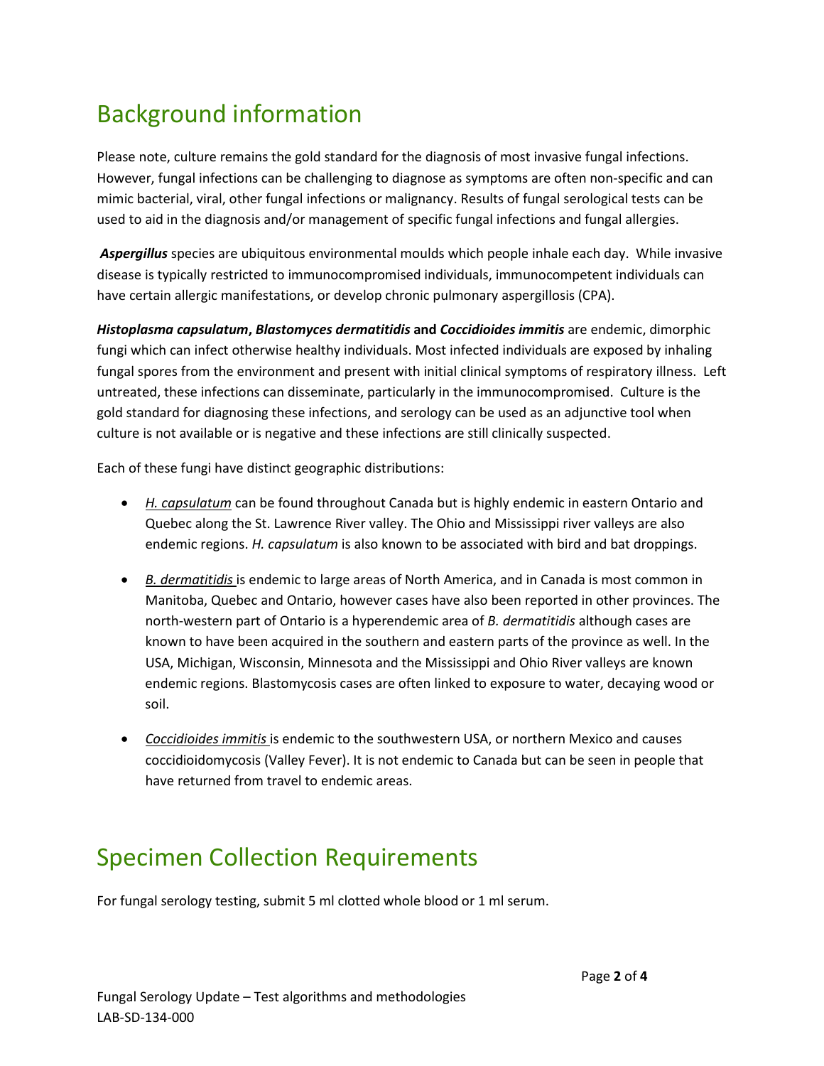## Background information

Please note, culture remains the gold standard for the diagnosis of most invasive fungal infections. However, fungal infections can be challenging to diagnose as symptoms are often non-specific and can mimic bacterial, viral, other fungal infections or malignancy. Results of fungal serological tests can be used to aid in the diagnosis and/or management of specific fungal infections and fungal allergies.

***Aspergillus*** species are ubiquitous environmental moulds which people inhale each day. While invasive disease is typically restricted to immunocompromised individuals, immunocompetent individuals can have certain allergic manifestations, or develop chronic pulmonary aspergillosis (CPA).

***Histoplasma capsulatum*, *Blastomyces dermatitidis* and *Coccidioides immitis*** are endemic, dimorphic fungi which can infect otherwise healthy individuals. Most infected individuals are exposed by inhaling fungal spores from the environment and present with initial clinical symptoms of respiratory illness. Left untreated, these infections can disseminate, particularly in the immunocompromised. Culture is the gold standard for diagnosing these infections, and serology can be used as an adjunctive tool when culture is not available or is negative and these infections are still clinically suspected.

Each of these fungi have distinct geographic distributions:

- *H. capsulatum* can be found throughout Canada but is highly endemic in eastern Ontario and Quebec along the St. Lawrence River valley. The Ohio and Mississippi river valleys are also endemic regions. *H. capsulatum* is also known to be associated with bird and bat droppings.
- *B. dermatitidis* is endemic to large areas of North America, and in Canada is most common in Manitoba, Quebec and Ontario, however cases have also been reported in other provinces. The north-western part of Ontario is a hyperendemic area of *B. dermatitidis* although cases are known to have been acquired in the southern and eastern parts of the province as well. In the USA, Michigan, Wisconsin, Minnesota and the Mississippi and Ohio River valleys are known endemic regions. Blastomycosis cases are often linked to exposure to water, decaying wood or soil.
- *Coccidioides immitis* is endemic to the southwestern USA, or northern Mexico and causes coccidioidomycosis (Valley Fever). It is not endemic to Canada but can be seen in people that have returned from travel to endemic areas.

## Specimen Collection Requirements

For fungal serology testing, submit 5 ml clotted whole blood or 1 ml serum.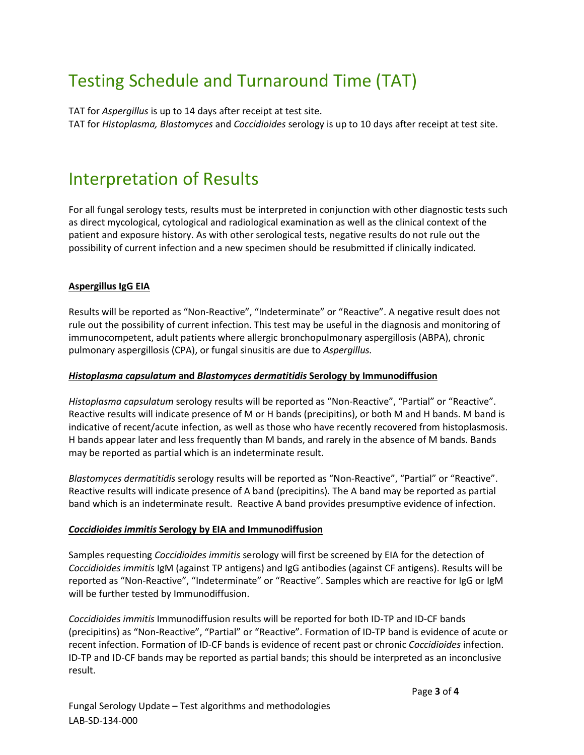# Testing Schedule and Turnaround Time (TAT)

TAT for *Aspergillus* is up to 14 days after receipt at test site.
TAT for *Histoplasma, Blastomyces* and *Coccidioides* serology is up to 10 days after receipt at test site.

# Interpretation of Results

For all fungal serology tests, results must be interpreted in conjunction with other diagnostic tests such as direct mycological, cytological and radiological examination as well as the clinical context of the patient and exposure history. As with other serological tests, negative results do not rule out the possibility of current infection and a new specimen should be resubmitted if clinically indicated.

**Aspergillus IgG EIA**

Results will be reported as “Non-Reactive”, “Indeterminate” or “Reactive”. A negative result does not rule out the possibility of current infection. This test may be useful in the diagnosis and monitoring of immunocompetent, adult patients where allergic bronchopulmonary aspergillosis (ABPA), chronic pulmonary aspergillosis (CPA), or fungal sinusitis are due to *Aspergillus.*

***Histoplasma capsulatum* and *Blastomyces dermatitidis* Serology by Immunodiffusion**

*Histoplasma capsulatum* serology results will be reported as “Non-Reactive”, “Partial” or “Reactive”. Reactive results will indicate presence of M or H bands (precipitins), or both M and H bands. M band is indicative of recent/acute infection, as well as those who have recently recovered from histoplasmosis. H bands appear later and less frequently than M bands, and rarely in the absence of M bands. Bands may be reported as partial which is an indeterminate result.

*Blastomyces dermatitidis* serology results will be reported as “Non-Reactive”, “Partial” or “Reactive”. Reactive results will indicate presence of A band (precipitins). The A band may be reported as partial band which is an indeterminate result. Reactive A band provides presumptive evidence of infection.

***Coccidioides immitis* Serology by EIA and Immunodiffusion**

Samples requesting *Coccidioides immitis* serology will first be screened by EIA for the detection of *Coccidioides immitis* IgM (against TP antigens) and IgG antibodies (against CF antigens). Results will be reported as “Non-Reactive”, “Indeterminate” or “Reactive”. Samples which are reactive for IgG or IgM will be further tested by Immunodiffusion.

*Coccidioides immitis* Immunodiffusion results will be reported for both ID-TP and ID-CF bands (precipitins) as “Non-Reactive”, “Partial” or “Reactive”. Formation of ID-TP band is evidence of acute or recent infection. Formation of ID-CF bands is evidence of recent past or chronic *Coccidioides* infection. ID-TP and ID-CF bands may be reported as partial bands; this should be interpreted as an inconclusive result.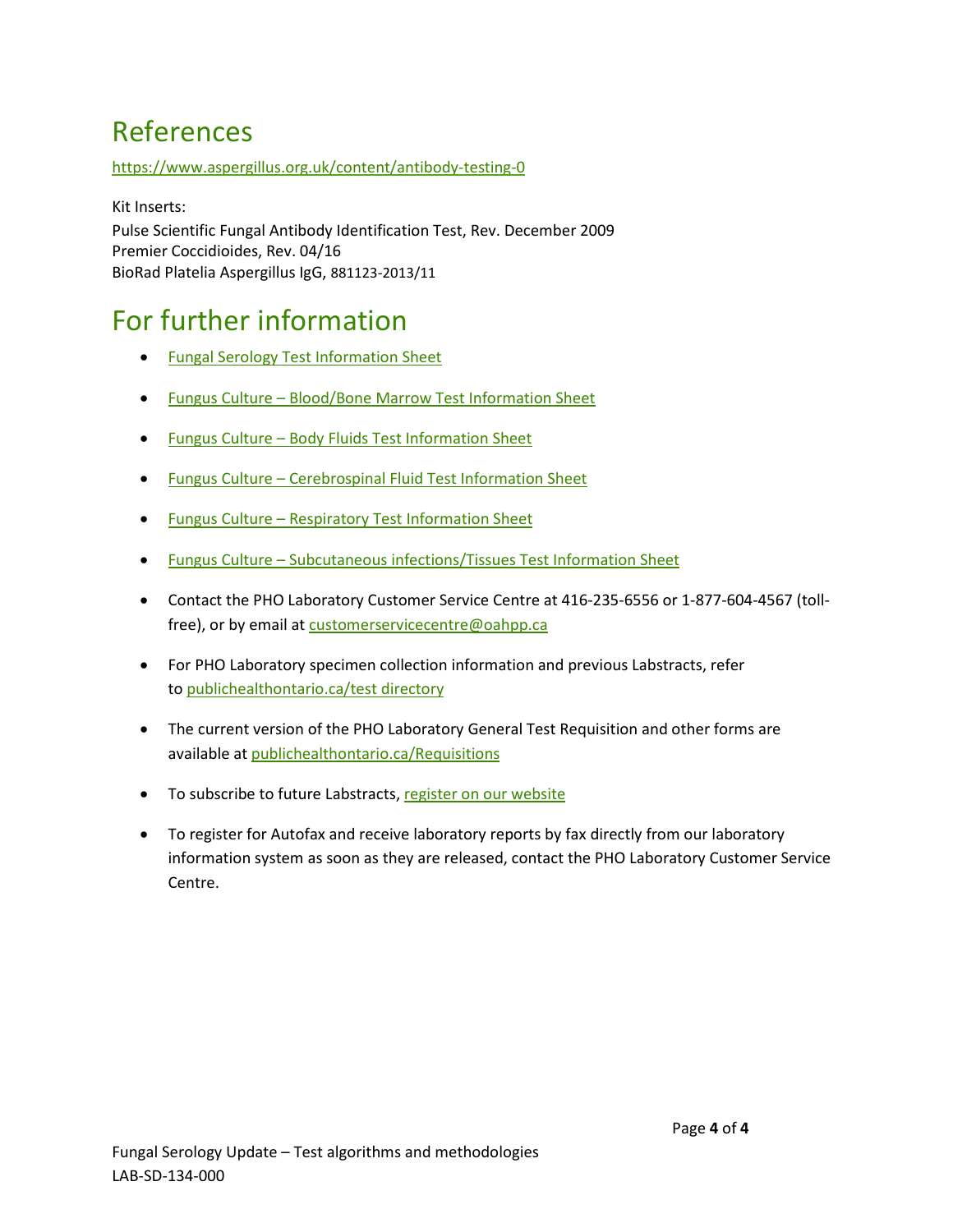# References

[https://www.aspergillus.org.uk/content/antibody-testing-0](https://www.aspergillus.org.uk/content/antibody-testing-0)

Kit Inserts:
Pulse Scientific Fungal Antibody Identification Test, Rev. December 2009
Premier Coccidioides, Rev. 04/16
BioRad Platelia Aspergillus IgG, 881123-2013/11

# For further information

- Fungal Serology Test Information Sheet
- Fungus Culture – Blood/Bone Marrow Test Information Sheet
- Fungus Culture – Body Fluids Test Information Sheet
- Fungus Culture – Cerebrospinal Fluid Test Information Sheet
- Fungus Culture – Respiratory Test Information Sheet
- Fungus Culture – Subcutaneous infections/Tissues Test Information Sheet
- Contact the PHO Laboratory Customer Service Centre at 416-235-6556 or 1-877-604-4567 (toll-free), or by email at customerservicecentre@oahpp.ca
- For PHO Laboratory specimen collection information and previous Labstracts, refer to publichealthontario.ca/test directory
- The current version of the PHO Laboratory General Test Requisition and other forms are available at publichealthontario.ca/Requisitions
- To subscribe to future Labstracts, register on our website
- To register for Autofax and receive laboratory reports by fax directly from our laboratory information system as soon as they are released, contact the PHO Laboratory Customer Service Centre.